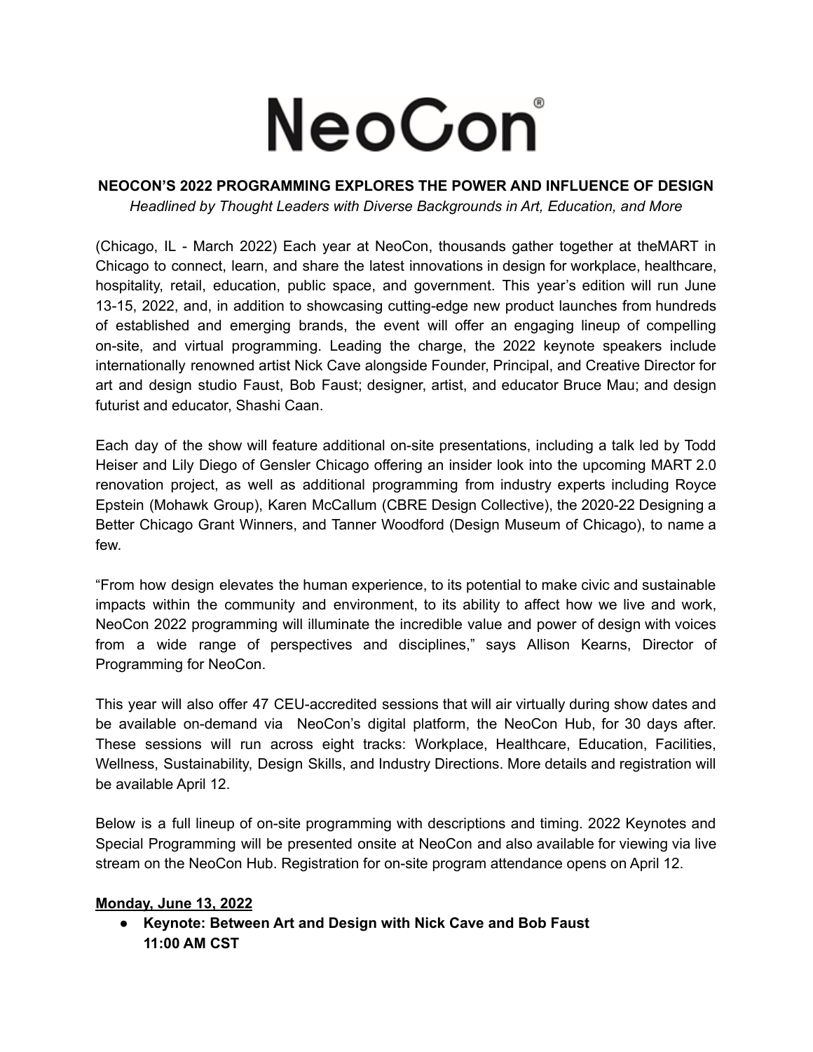# NeoCon®

**NEOCON'S 2022 PROGRAMMING EXPLORES THE POWER AND INFLUENCE OF DESIGN**

*Headlined by Thought Leaders with Diverse Backgrounds in Art, Education, and More*

(Chicago, IL - March 2022) Each year at NeoCon, thousands gather together at theMART in Chicago to connect, learn, and share the latest innovations in design for workplace, healthcare, hospitality, retail, education, public space, and government. This year's edition will run June 13-15, 2022, and, in addition to showcasing cutting-edge new product launches from hundreds of established and emerging brands, the event will offer an engaging lineup of compelling on-site, and virtual programming. Leading the charge, the 2022 keynote speakers include internationally renowned artist Nick Cave alongside Founder, Principal, and Creative Director for art and design studio Faust, Bob Faust; designer, artist, and educator Bruce Mau; and design futurist and educator, Shashi Caan.

Each day of the show will feature additional on-site presentations, including a talk led by Todd Heiser and Lily Diego of Gensler Chicago offering an insider look into the upcoming MART 2.0 renovation project, as well as additional programming from industry experts including Royce Epstein (Mohawk Group), Karen McCallum (CBRE Design Collective), the 2020-22 Designing a Better Chicago Grant Winners, and Tanner Woodford (Design Museum of Chicago), to name a few.

"From how design elevates the human experience, to its potential to make civic and sustainable impacts within the community and environment, to its ability to affect how we live and work, NeoCon 2022 programming will illuminate the incredible value and power of design with voices from a wide range of perspectives and disciplines," says Allison Kearns, Director of Programming for NeoCon.

This year will also offer 47 CEU-accredited sessions that will air virtually during show dates and be available on-demand via NeoCon's digital platform, the NeoCon Hub, for 30 days after. These sessions will run across eight tracks: Workplace, Healthcare, Education, Facilities, Wellness, Sustainability, Design Skills, and Industry Directions. More details and registration will be available April 12.

Below is a full lineup of on-site programming with descriptions and timing. 2022 Keynotes and Special Programming will be presented onsite at NeoCon and also available for viewing via live stream on the NeoCon Hub. Registration for on-site program attendance opens on April 12.

**<u>Monday, June 13, 2022</u>**

- **Keynote: Between Art and Design with Nick Cave and Bob Faust**
  **11:00 AM CST**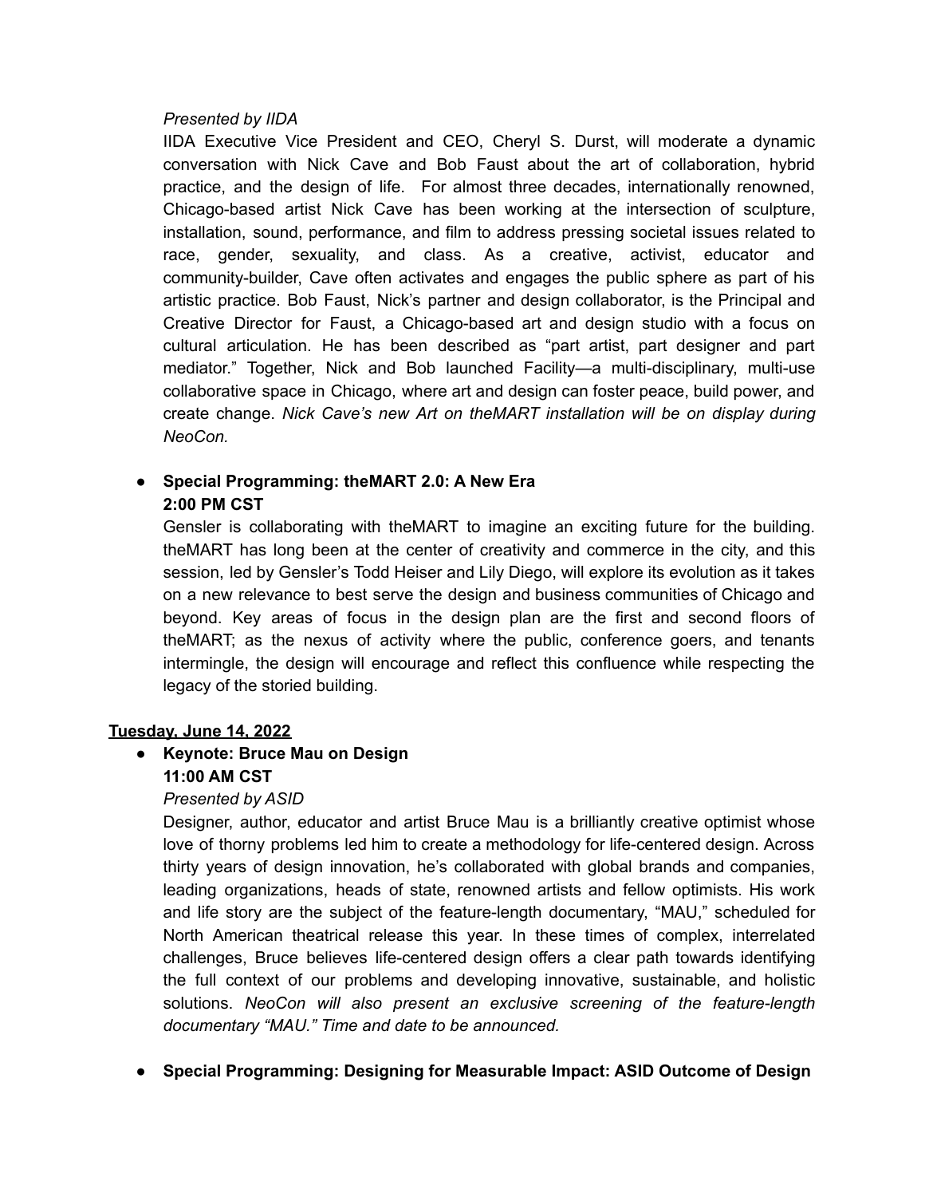*Presented by IIDA*

IIDA Executive Vice President and CEO, Cheryl S. Durst, will moderate a dynamic conversation with Nick Cave and Bob Faust about the art of collaboration, hybrid practice, and the design of life. For almost three decades, internationally renowned, Chicago-based artist Nick Cave has been working at the intersection of sculpture, installation, sound, performance, and film to address pressing societal issues related to race, gender, sexuality, and class. As a creative, activist, educator and community-builder, Cave often activates and engages the public sphere as part of his artistic practice. Bob Faust, Nick's partner and design collaborator, is the Principal and Creative Director for Faust, a Chicago-based art and design studio with a focus on cultural articulation. He has been described as "part artist, part designer and part mediator." Together, Nick and Bob launched Facility—a multi-disciplinary, multi-use collaborative space in Chicago, where art and design can foster peace, build power, and create change. *Nick Cave's new Art on theMART installation will be on display during NeoCon.*

- **Special Programming: theMART 2.0: A New Era**
  **2:00 PM CST**
  Gensler is collaborating with theMART to imagine an exciting future for the building. theMART has long been at the center of creativity and commerce in the city, and this session, led by Gensler's Todd Heiser and Lily Diego, will explore its evolution as it takes on a new relevance to best serve the design and business communities of Chicago and beyond. Key areas of focus in the design plan are the first and second floors of theMART; as the nexus of activity where the public, conference goers, and tenants intermingle, the design will encourage and reflect this confluence while respecting the legacy of the storied building.

**Tuesday, June 14, 2022**

- **Keynote: Bruce Mau on Design**
  **11:00 AM CST**
  *Presented by ASID*
  Designer, author, educator and artist Bruce Mau is a brilliantly creative optimist whose love of thorny problems led him to create a methodology for life-centered design. Across thirty years of design innovation, he's collaborated with global brands and companies, leading organizations, heads of state, renowned artists and fellow optimists. His work and life story are the subject of the feature-length documentary, "MAU," scheduled for North American theatrical release this year. In these times of complex, interrelated challenges, Bruce believes life-centered design offers a clear path towards identifying the full context of our problems and developing innovative, sustainable, and holistic solutions. *NeoCon will also present an exclusive screening of the feature-length documentary "MAU." Time and date to be announced.*

- **Special Programming: Designing for Measurable Impact: ASID Outcome of Design**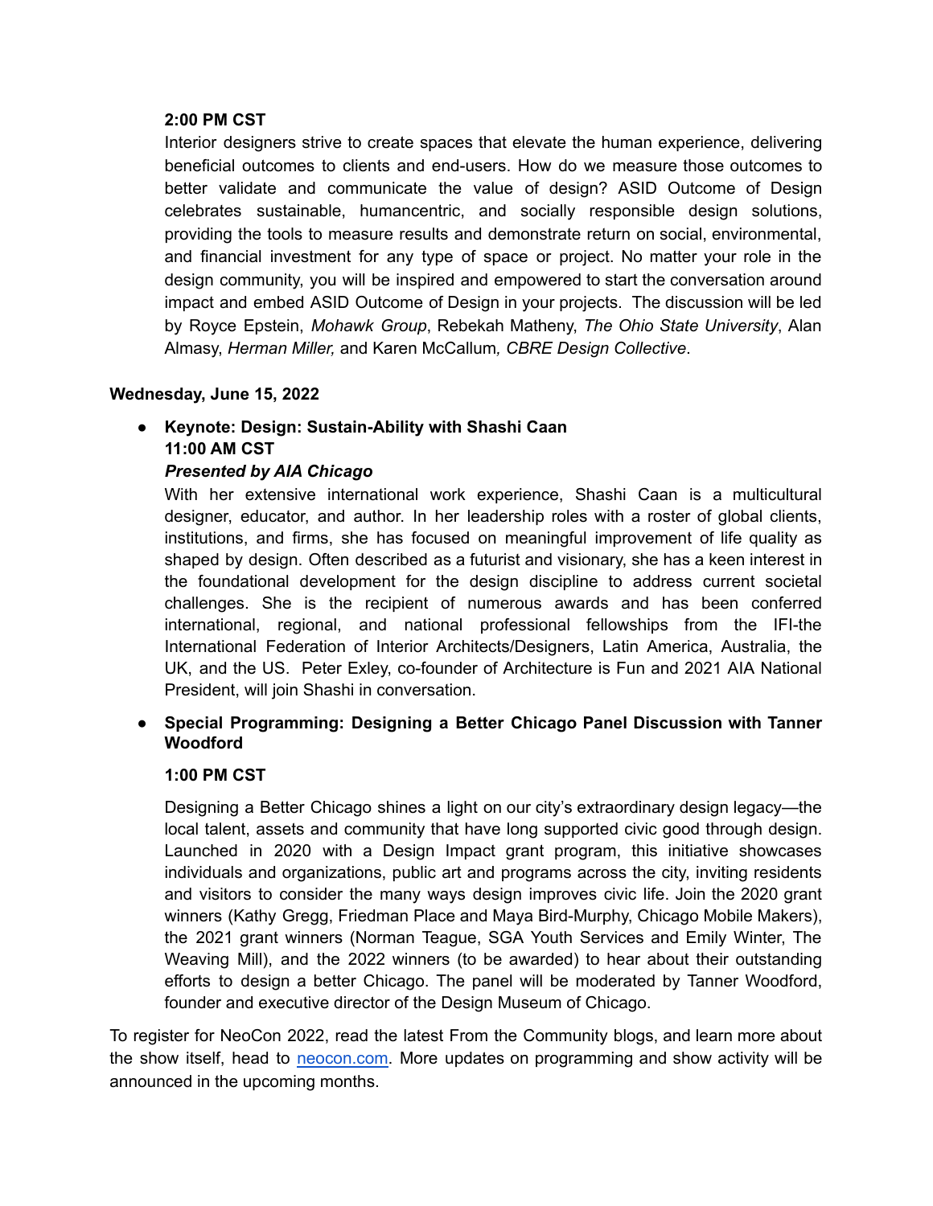**2:00 PM CST**

Interior designers strive to create spaces that elevate the human experience, delivering beneficial outcomes to clients and end-users. How do we measure those outcomes to better validate and communicate the value of design? ASID Outcome of Design celebrates sustainable, humancentric, and socially responsible design solutions, providing the tools to measure results and demonstrate return on social, environmental, and financial investment for any type of space or project. No matter your role in the design community, you will be inspired and empowered to start the conversation around impact and embed ASID Outcome of Design in your projects. The discussion will be led by Royce Epstein, *Mohawk Group*, Rebekah Matheny, *The Ohio State University*, Alan Almasy, *Herman Miller,* and Karen McCallum*, CBRE Design Collective*.

**Wednesday, June 15, 2022**

- **Keynote: Design: Sustain-Ability with Shashi Caan**
  **11:00 AM CST**
  ***Presented by AIA Chicago***
  With her extensive international work experience, Shashi Caan is a multicultural designer, educator, and author. In her leadership roles with a roster of global clients, institutions, and firms, she has focused on meaningful improvement of life quality as shaped by design. Often described as a futurist and visionary, she has a keen interest in the foundational development for the design discipline to address current societal challenges. She is the recipient of numerous awards and has been conferred international, regional, and national professional fellowships from the IFI-the International Federation of Interior Architects/Designers, Latin America, Australia, the UK, and the US. Peter Exley, co-founder of Architecture is Fun and 2021 AIA National President, will join Shashi in conversation.

- **Special Programming: Designing a Better Chicago Panel Discussion with Tanner Woodford**

  **1:00 PM CST**

  Designing a Better Chicago shines a light on our city's extraordinary design legacy—the local talent, assets and community that have long supported civic good through design. Launched in 2020 with a Design Impact grant program, this initiative showcases individuals and organizations, public art and programs across the city, inviting residents and visitors to consider the many ways design improves civic life. Join the 2020 grant winners (Kathy Gregg, Friedman Place and Maya Bird-Murphy, Chicago Mobile Makers), the 2021 grant winners (Norman Teague, SGA Youth Services and Emily Winter, The Weaving Mill), and the 2022 winners (to be awarded) to hear about their outstanding efforts to design a better Chicago. The panel will be moderated by Tanner Woodford, founder and executive director of the Design Museum of Chicago.

To register for NeoCon 2022, read the latest From the Community blogs, and learn more about the show itself, head to [neocon.com](neocon.com). More updates on programming and show activity will be announced in the upcoming months.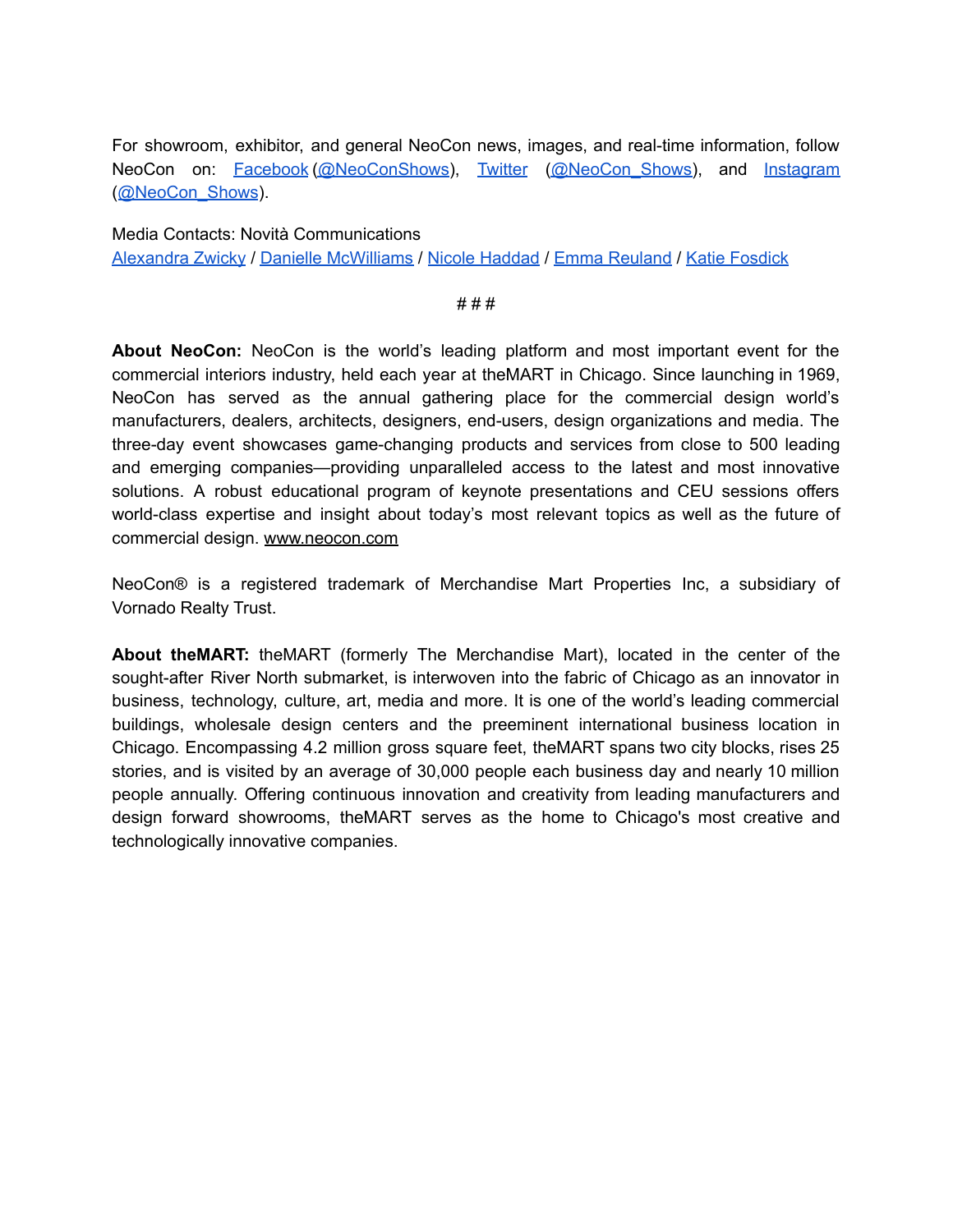For showroom, exhibitor, and general NeoCon news, images, and real-time information, follow NeoCon on: Facebook (@NeoConShows), Twitter (@NeoCon_Shows), and Instagram (@NeoCon_Shows).

Media Contacts: Novità Communications
Alexandra Zwicky / Danielle McWilliams / Nicole Haddad / Emma Reuland / Katie Fosdick

# # #

**About NeoCon:** NeoCon is the world's leading platform and most important event for the commercial interiors industry, held each year at theMART in Chicago. Since launching in 1969, NeoCon has served as the annual gathering place for the commercial design world's manufacturers, dealers, architects, designers, end-users, design organizations and media. The three-day event showcases game-changing products and services from close to 500 leading and emerging companies—providing unparalleled access to the latest and most innovative solutions. A robust educational program of keynote presentations and CEU sessions offers world-class expertise and insight about today's most relevant topics as well as the future of commercial design. www.neocon.com

NeoCon® is a registered trademark of Merchandise Mart Properties Inc, a subsidiary of Vornado Realty Trust.

**About theMART:** theMART (formerly The Merchandise Mart), located in the center of the sought-after River North submarket, is interwoven into the fabric of Chicago as an innovator in business, technology, culture, art, media and more. It is one of the world's leading commercial buildings, wholesale design centers and the preeminent international business location in Chicago. Encompassing 4.2 million gross square feet, theMART spans two city blocks, rises 25 stories, and is visited by an average of 30,000 people each business day and nearly 10 million people annually. Offering continuous innovation and creativity from leading manufacturers and design forward showrooms, theMART serves as the home to Chicago's most creative and technologically innovative companies.